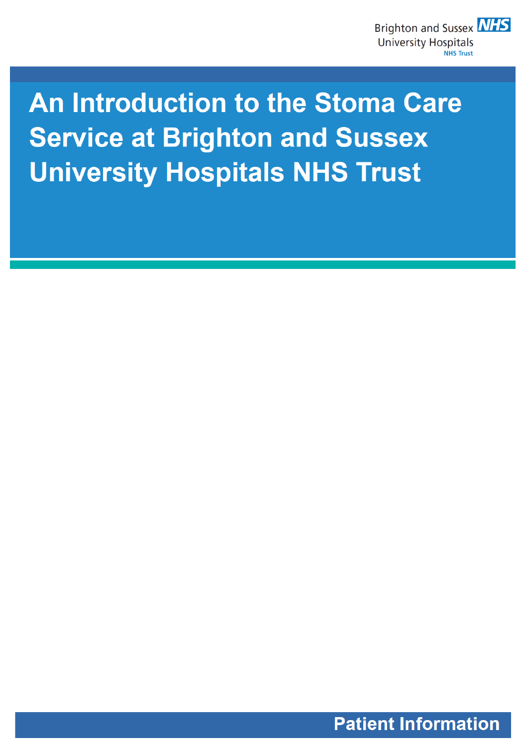Brighton and Sussex University Hospitals NHS Trust

# An Introduction to the Stoma Care Service at Brighton and Sussex University Hospitals NHS Trust

Patient Information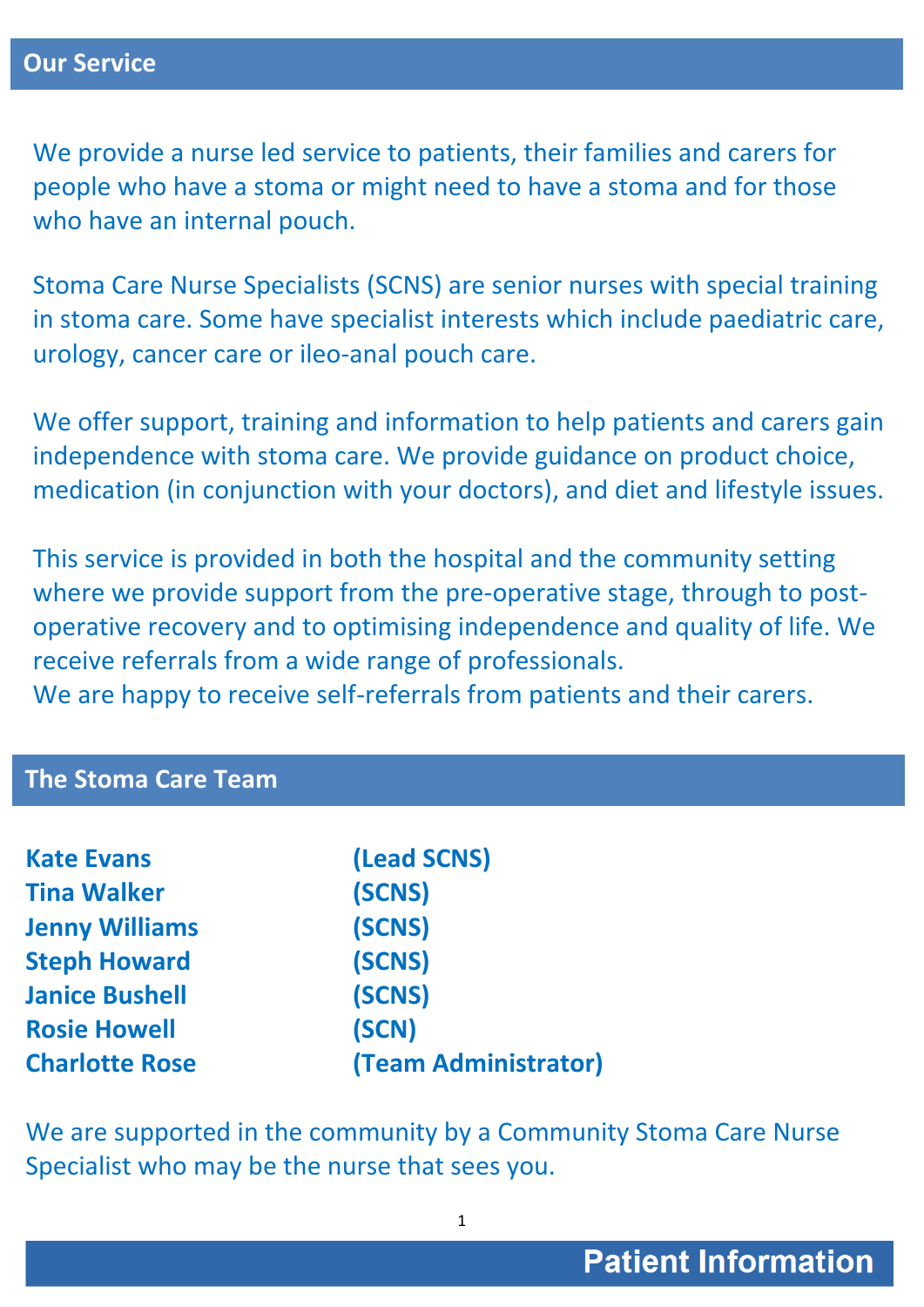## Our Service

We provide a nurse led service to patients, their families and carers for people who have a stoma or might need to have a stoma and for those who have an internal pouch.

Stoma Care Nurse Specialists (SCNS) are senior nurses with special training in stoma care. Some have specialist interests which include paediatric care, urology, cancer care or ileo-anal pouch care.

We offer support, training and information to help patients and carers gain independence with stoma care. We provide guidance on product choice, medication (in conjunction with your doctors), and diet and lifestyle issues.

This service is provided in both the hospital and the community setting where we provide support from the pre-operative stage, through to post-operative recovery and to optimising independence and quality of life. We receive referrals from a wide range of professionals.
We are happy to receive self-referrals from patients and their carers.

## The Stoma Care Team

| | |
|---|---|
| **Kate Evans** | **(Lead SCNS)** |
| **Tina Walker** | **(SCNS)** |
| **Jenny Williams** | **(SCNS)** |
| **Steph Howard** | **(SCNS)** |
| **Janice Bushell** | **(SCNS)** |
| **Rosie Howell** | **(SCN)** |
| **Charlotte Rose** | **(Team Administrator)** |

We are supported in the community by a Community Stoma Care Nurse Specialist who may be the nurse that sees you.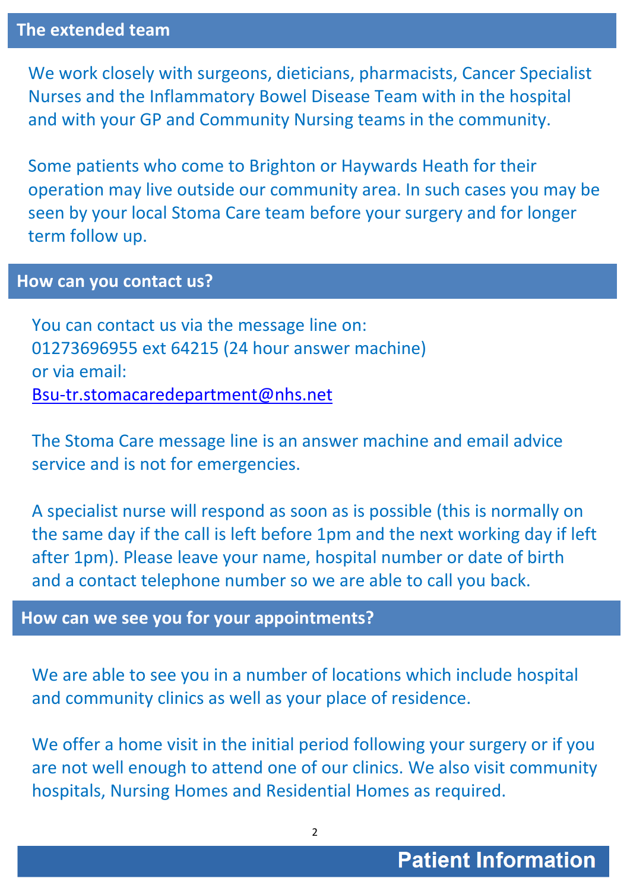## The extended team

We work closely with surgeons, dieticians, pharmacists, Cancer Specialist Nurses and the Inflammatory Bowel Disease Team with in the hospital and with your GP and Community Nursing teams in the community.

Some patients who come to Brighton or Haywards Heath for their operation may live outside our community area. In such cases you may be seen by your local Stoma Care team before your surgery and for longer term follow up.

## How can you contact us?

You can contact us via the message line on:
01273696955 ext 64215 (24 hour answer machine)
or via email:
[Bsu-tr.stomacaredepartment@nhs.net](mailto:Bsu-tr.stomacaredepartment@nhs.net)

The Stoma Care message line is an answer machine and email advice service and is not for emergencies.

A specialist nurse will respond as soon as is possible (this is normally on the same day if the call is left before 1pm and the next working day if left after 1pm). Please leave your name, hospital number or date of birth and a contact telephone number so we are able to call you back.

## How can we see you for your appointments?

We are able to see you in a number of locations which include hospital and community clinics as well as your place of residence.

We offer a home visit in the initial period following your surgery or if you are not well enough to attend one of our clinics. We also visit community hospitals, Nursing Homes and Residential Homes as required.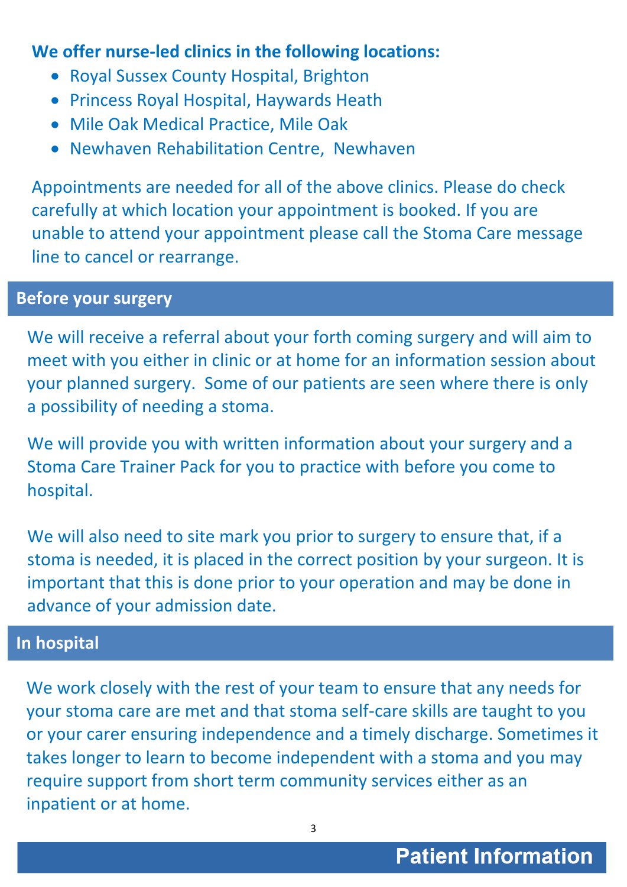**We offer nurse-led clinics in the following locations:**

- Royal Sussex County Hospital, Brighton
- Princess Royal Hospital, Haywards Heath
- Mile Oak Medical Practice, Mile Oak
- Newhaven Rehabilitation Centre, Newhaven

Appointments are needed for all of the above clinics. Please do check carefully at which location your appointment is booked. If you are unable to attend your appointment please call the Stoma Care message line to cancel or rearrange.

## Before your surgery

We will receive a referral about your forth coming surgery and will aim to meet with you either in clinic or at home for an information session about your planned surgery. Some of our patients are seen where there is only a possibility of needing a stoma.

We will provide you with written information about your surgery and a Stoma Care Trainer Pack for you to practice with before you come to hospital.

We will also need to site mark you prior to surgery to ensure that, if a stoma is needed, it is placed in the correct position by your surgeon. It is important that this is done prior to your operation and may be done in advance of your admission date.

## In hospital

We work closely with the rest of your team to ensure that any needs for your stoma care are met and that stoma self-care skills are taught to you or your carer ensuring independence and a timely discharge. Sometimes it takes longer to learn to become independent with a stoma and you may require support from short term community services either as an inpatient or at home.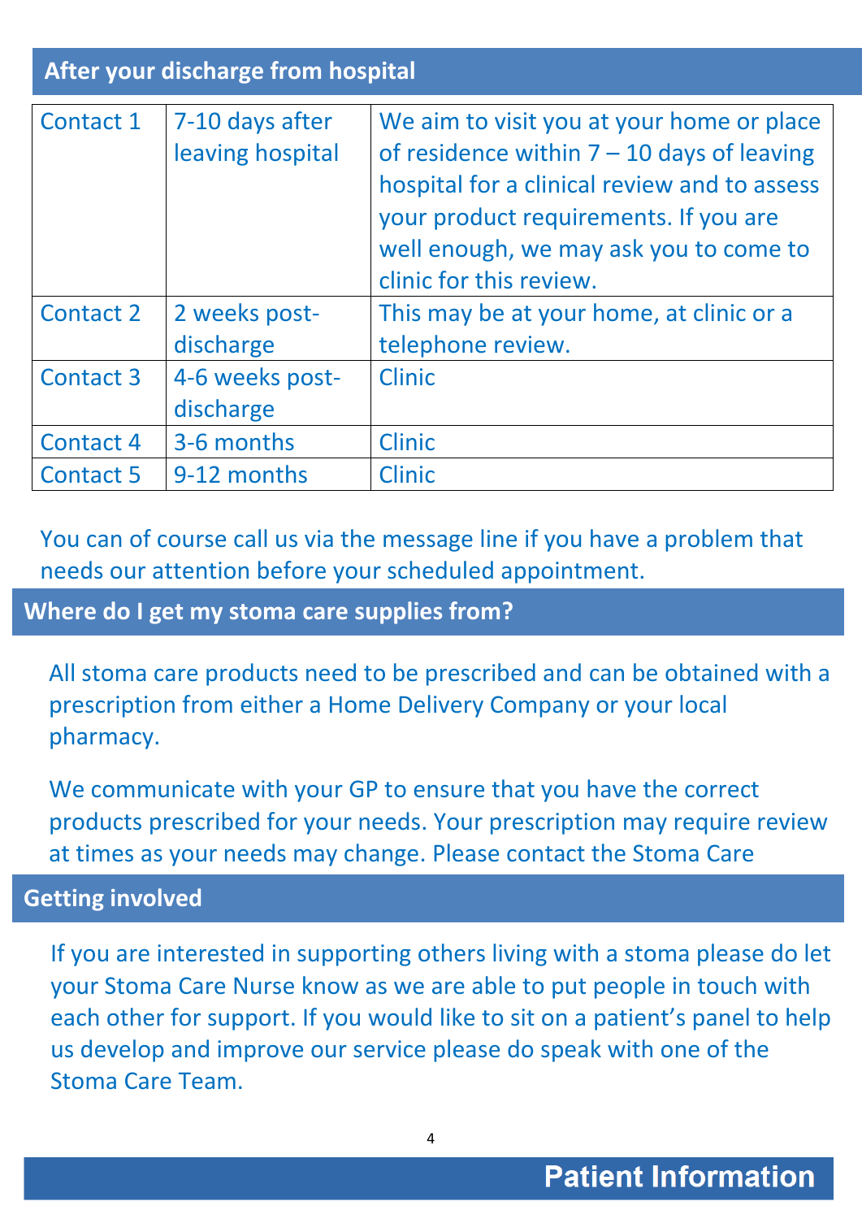## After your discharge from hospital

| | | |
|---|---|---|
| Contact 1 | 7-10 days after leaving hospital | We aim to visit you at your home or place of residence within 7 – 10 days of leaving hospital for a clinical review and to assess your product requirements. If you are well enough, we may ask you to come to clinic for this review. |
| Contact 2 | 2 weeks post-discharge | This may be at your home, at clinic or a telephone review. |
| Contact 3 | 4-6 weeks post-discharge | Clinic |
| Contact 4 | 3-6 months | Clinic |
| Contact 5 | 9-12 months | Clinic |

You can of course call us via the message line if you have a problem that needs our attention before your scheduled appointment.

## Where do I get my stoma care supplies from?

All stoma care products need to be prescribed and can be obtained with a prescription from either a Home Delivery Company or your local pharmacy.

We communicate with your GP to ensure that you have the correct products prescribed for your needs. Your prescription may require review at times as your needs may change. Please contact the Stoma Care

## Getting involved

If you are interested in supporting others living with a stoma please do let your Stoma Care Nurse know as we are able to put people in touch with each other for support. If you would like to sit on a patient's panel to help us develop and improve our service please do speak with one of the Stoma Care Team.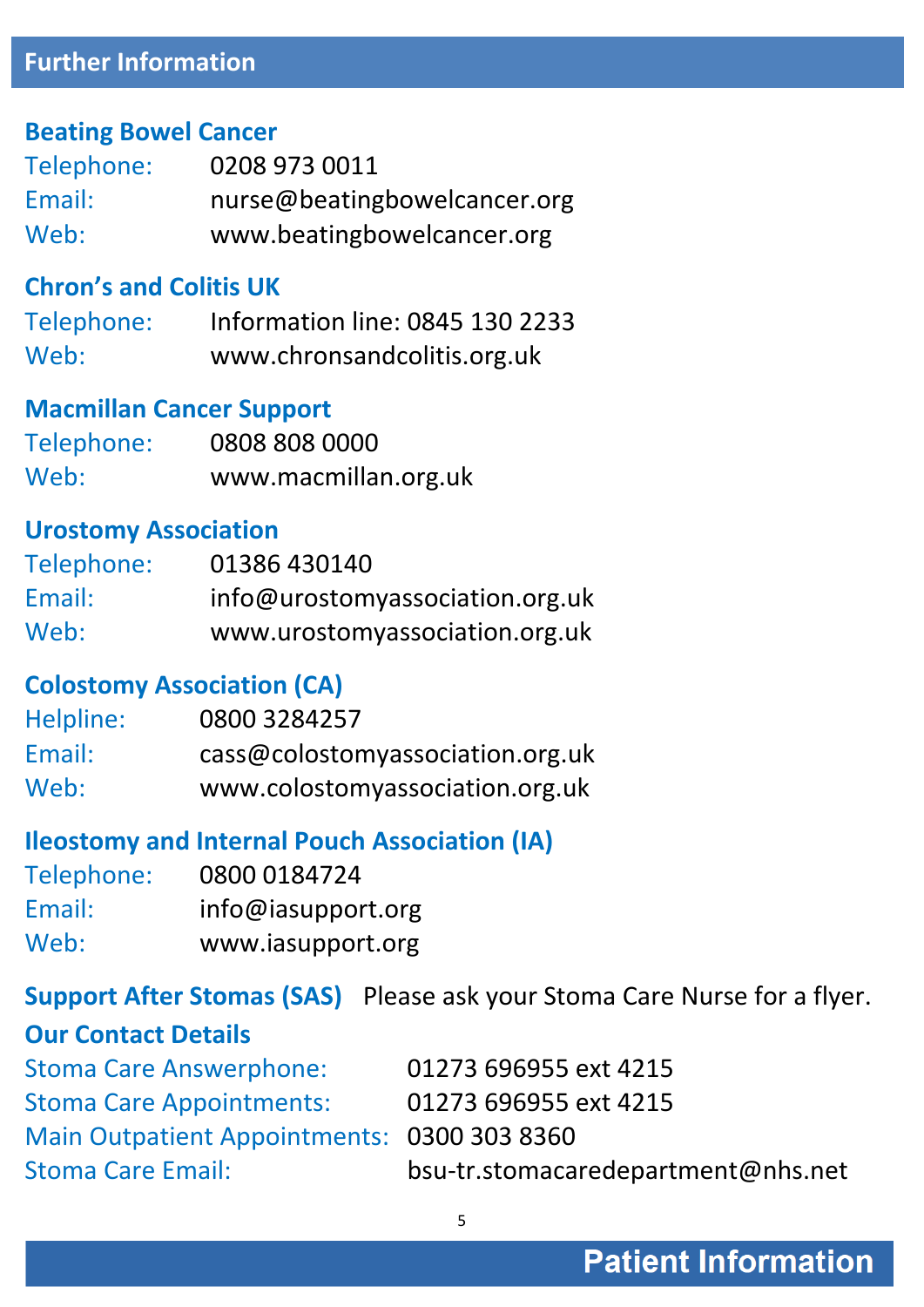## Further Information

### Beating Bowel Cancer

Telephone: 0208 973 0011
Email: nurse@beatingbowelcancer.org
Web: www.beatingbowelcancer.org

### Chron's and Colitis UK

Telephone: Information line: 0845 130 2233
Web: www.chronsandcolitis.org.uk

### Macmillan Cancer Support

Telephone: 0808 808 0000
Web: www.macmillan.org.uk

### Urostomy Association

Telephone: 01386 430140
Email: info@urostomyassociation.org.uk
Web: www.urostomyassociation.org.uk

### Colostomy Association (CA)

Helpline: 0800 3284257
Email: cass@colostomyassociation.org.uk
Web: www.colostomyassociation.org.uk

### Ileostomy and Internal Pouch Association (IA)

Telephone: 0800 0184724
Email: info@iasupport.org
Web: www.iasupport.org

**Support After Stomas (SAS)** Please ask your Stoma Care Nurse for a flyer.

### Our Contact Details

Stoma Care Answerphone: 01273 696955 ext 4215
Stoma Care Appointments: 01273 696955 ext 4215
Main Outpatient Appointments: 0300 303 8360
Stoma Care Email: bsu-tr.stomacaredepartment@nhs.net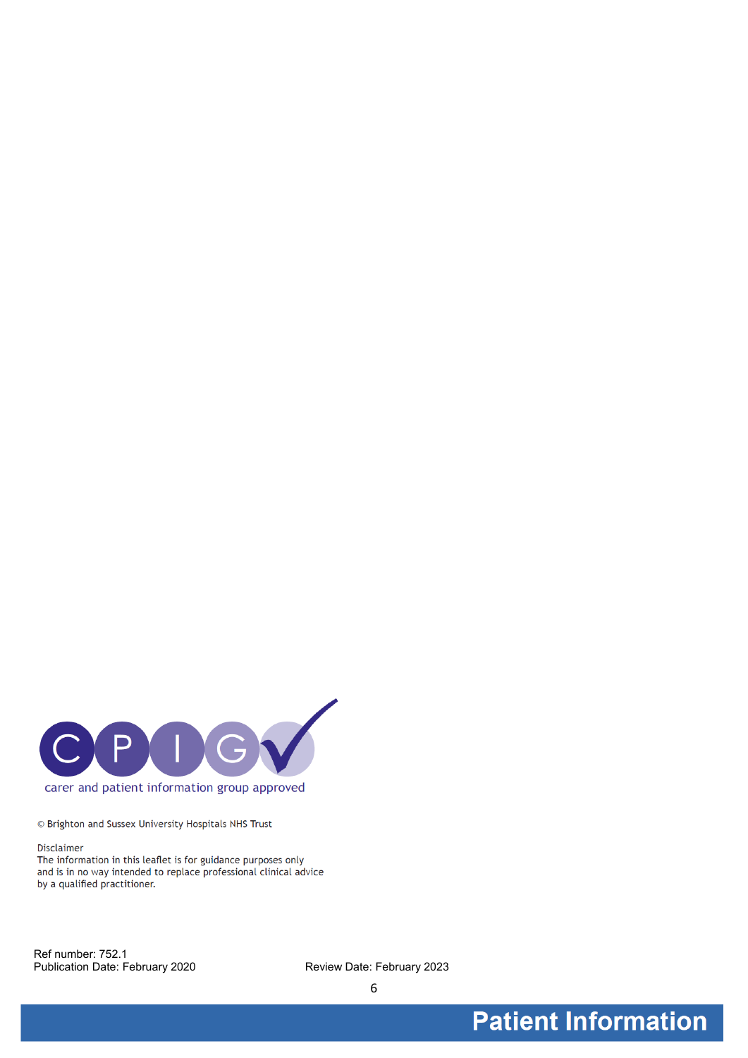carer and patient information group approved

© Brighton and Sussex University Hospitals NHS Trust

Disclaimer
The information in this leaflet is for guidance purposes only and is in no way intended to replace professional clinical advice by a qualified practitioner.

Ref number: 752.1
Publication Date: February 2020

Review Date: February 2023

**Patient Information**